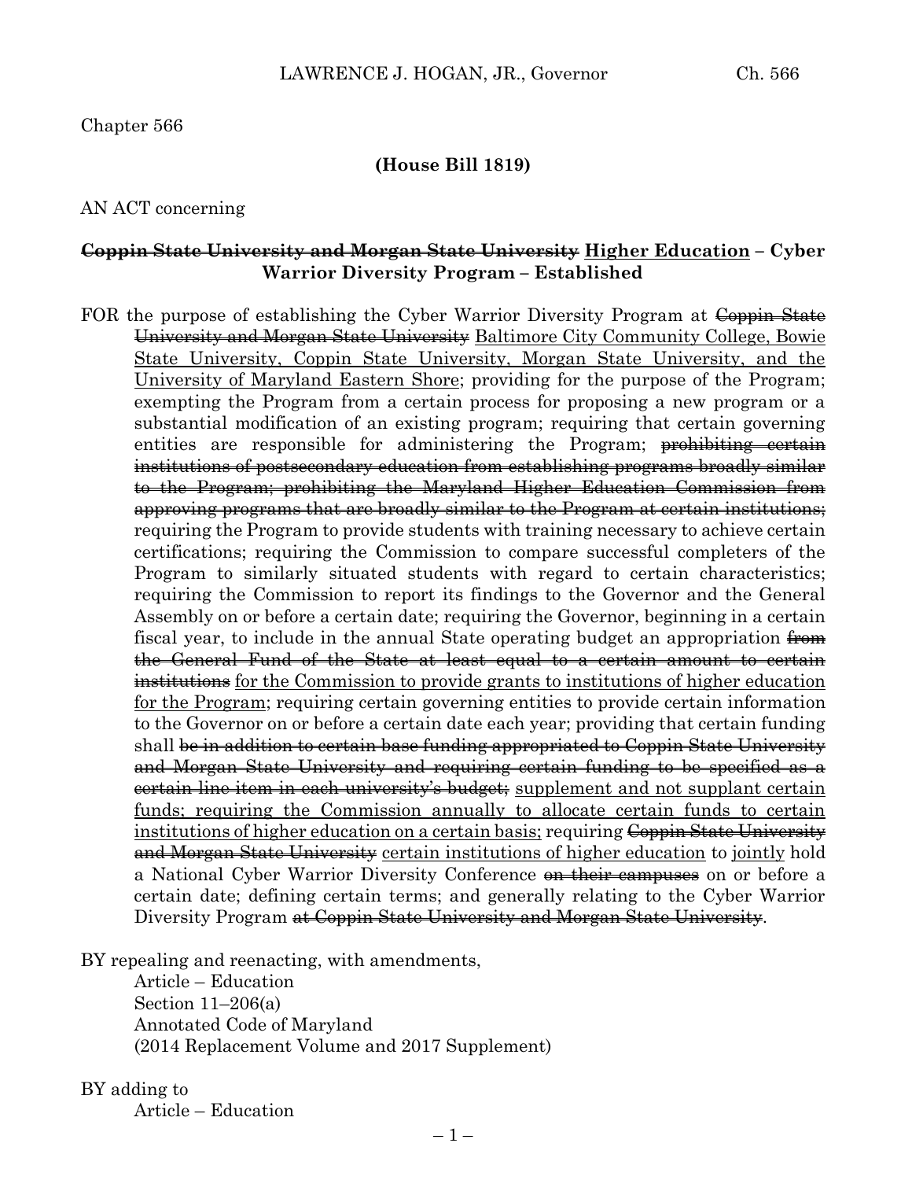Chapter 566

**(House Bill 1819)**

AN ACT concerning

**~~Coppin State University and Morgan State University~~ <u>Higher Education</u> – Cyber Warrior Diversity Program – Established**

FOR the purpose of establishing the Cyber Warrior Diversity Program at ~~Coppin State University and Morgan State University~~ <u>Baltimore City Community College, Bowie State University, Coppin State University, Morgan State University, and the University of Maryland Eastern Shore</u>; providing for the purpose of the Program; exempting the Program from a certain process for proposing a new program or a substantial modification of an existing program; requiring that certain governing entities are responsible for administering the Program; ~~prohibiting certain institutions of postsecondary education from establishing programs broadly similar to the Program; prohibiting the Maryland Higher Education Commission from approving programs that are broadly similar to the Program at certain institutions;~~ requiring the Program to provide students with training necessary to achieve certain certifications; requiring the Commission to compare successful completers of the Program to similarly situated students with regard to certain characteristics; requiring the Commission to report its findings to the Governor and the General Assembly on or before a certain date; requiring the Governor, beginning in a certain fiscal year, to include in the annual State operating budget an appropriation ~~from the General Fund of the State at least equal to a certain amount to certain institutions~~ <u>for the Commission to provide grants to institutions of higher education for the Program</u>; requiring certain governing entities to provide certain information to the Governor on or before a certain date each year; providing that certain funding shall ~~be in addition to certain base funding appropriated to Coppin State University and Morgan State University and requiring certain funding to be specified as a certain line item in each university's budget;~~ <u>supplement and not supplant certain funds; requiring the Commission annually to allocate certain funds to certain institutions of higher education on a certain basis;</u> requiring ~~Coppin State University and Morgan State University~~ <u>certain institutions of higher education</u> to <u>jointly</u> hold a National Cyber Warrior Diversity Conference ~~on their campuses~~ on or before a certain date; defining certain terms; and generally relating to the Cyber Warrior Diversity Program ~~at Coppin State University and Morgan State University~~.

BY repealing and reenacting, with amendments,
Article – Education
Section 11–206(a)
Annotated Code of Maryland
(2014 Replacement Volume and 2017 Supplement)

BY adding to
Article – Education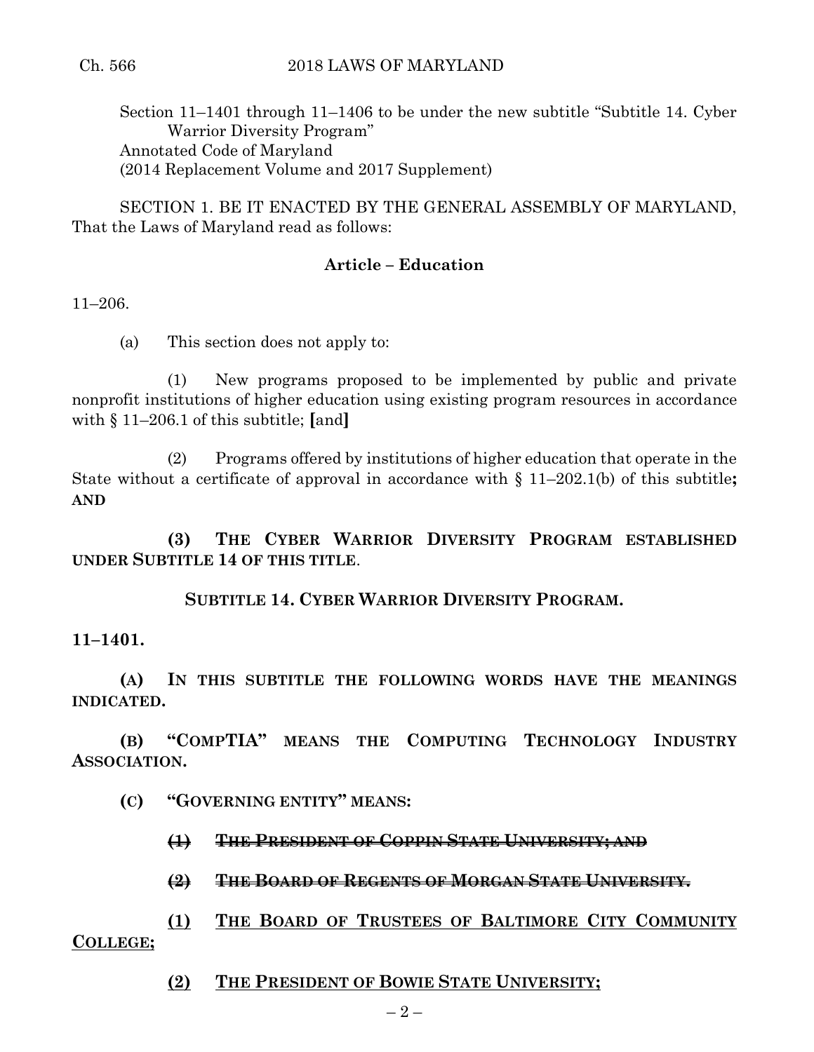Section 11–1401 through 11–1406 to be under the new subtitle "Subtitle 14. Cyber Warrior Diversity Program"
Annotated Code of Maryland
(2014 Replacement Volume and 2017 Supplement)

SECTION 1. BE IT ENACTED BY THE GENERAL ASSEMBLY OF MARYLAND, That the Laws of Maryland read as follows:

**Article – Education**

11–206.

(a) This section does not apply to:

(1) New programs proposed to be implemented by public and private nonprofit institutions of higher education using existing program resources in accordance with § 11–206.1 of this subtitle; **[**and**]**

(2) Programs offered by institutions of higher education that operate in the State without a certificate of approval in accordance with § 11–202.1(b) of this subtitle**; AND**

**(3) THE CYBER WARRIOR DIVERSITY PROGRAM ESTABLISHED UNDER SUBTITLE 14 OF THIS TITLE**.

**SUBTITLE 14. CYBER WARRIOR DIVERSITY PROGRAM.**

**11–1401.**

**(A) IN THIS SUBTITLE THE FOLLOWING WORDS HAVE THE MEANINGS INDICATED.**

**(B) "COMPTIA" MEANS THE COMPUTING TECHNOLOGY INDUSTRY ASSOCIATION.**

**(C) "GOVERNING ENTITY" MEANS:**

~~**(1) THE PRESIDENT OF COPPIN STATE UNIVERSITY; AND**~~

~~**(2) THE BOARD OF REGENTS OF MORGAN STATE UNIVERSITY.**~~

<u>**(1) THE BOARD OF TRUSTEES OF BALTIMORE CITY COMMUNITY COLLEGE;**</u>

<u>**(2) THE PRESIDENT OF BOWIE STATE UNIVERSITY;**</u>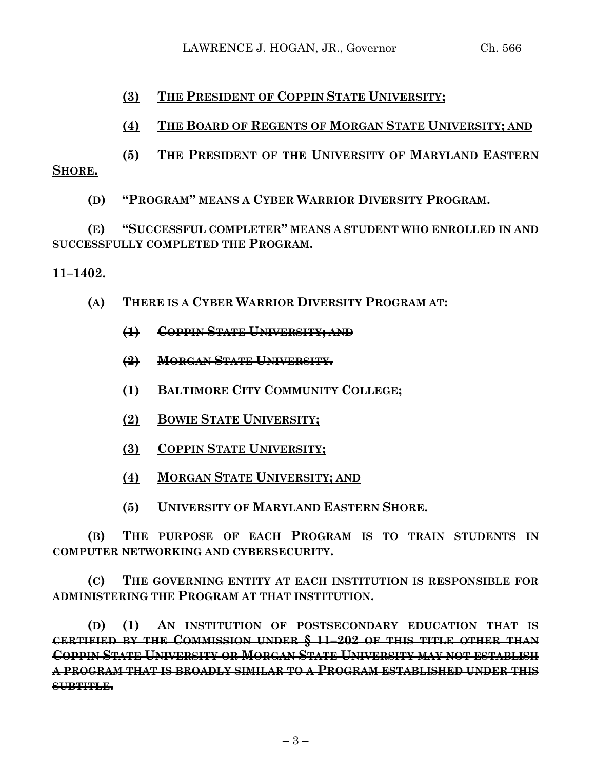**(3) THE PRESIDENT OF COPPIN STATE UNIVERSITY;**

**(4) THE BOARD OF REGENTS OF MORGAN STATE UNIVERSITY; AND**

**(5) THE PRESIDENT OF THE UNIVERSITY OF MARYLAND EASTERN SHORE.**

**(D) "PROGRAM" MEANS A CYBER WARRIOR DIVERSITY PROGRAM.**

**(E) "SUCCESSFUL COMPLETER" MEANS A STUDENT WHO ENROLLED IN AND SUCCESSFULLY COMPLETED THE PROGRAM.**

**11–1402.**

**(A) THERE IS A CYBER WARRIOR DIVERSITY PROGRAM AT:**

~~**(1) COPPIN STATE UNIVERSITY; AND**~~

~~**(2) MORGAN STATE UNIVERSITY.**~~

**(1) BALTIMORE CITY COMMUNITY COLLEGE;**

**(2) BOWIE STATE UNIVERSITY;**

**(3) COPPIN STATE UNIVERSITY;**

**(4) MORGAN STATE UNIVERSITY; AND**

**(5) UNIVERSITY OF MARYLAND EASTERN SHORE.**

**(B) THE PURPOSE OF EACH PROGRAM IS TO TRAIN STUDENTS IN COMPUTER NETWORKING AND CYBERSECURITY.**

**(C) THE GOVERNING ENTITY AT EACH INSTITUTION IS RESPONSIBLE FOR ADMINISTERING THE PROGRAM AT THAT INSTITUTION.**

~~**(D) (1) AN INSTITUTION OF POSTSECONDARY EDUCATION THAT IS CERTIFIED BY THE COMMISSION UNDER § 11–202 OF THIS TITLE OTHER THAN COPPIN STATE UNIVERSITY OR MORGAN STATE UNIVERSITY MAY NOT ESTABLISH A PROGRAM THAT IS BROADLY SIMILAR TO A PROGRAM ESTABLISHED UNDER THIS SUBTITLE.**~~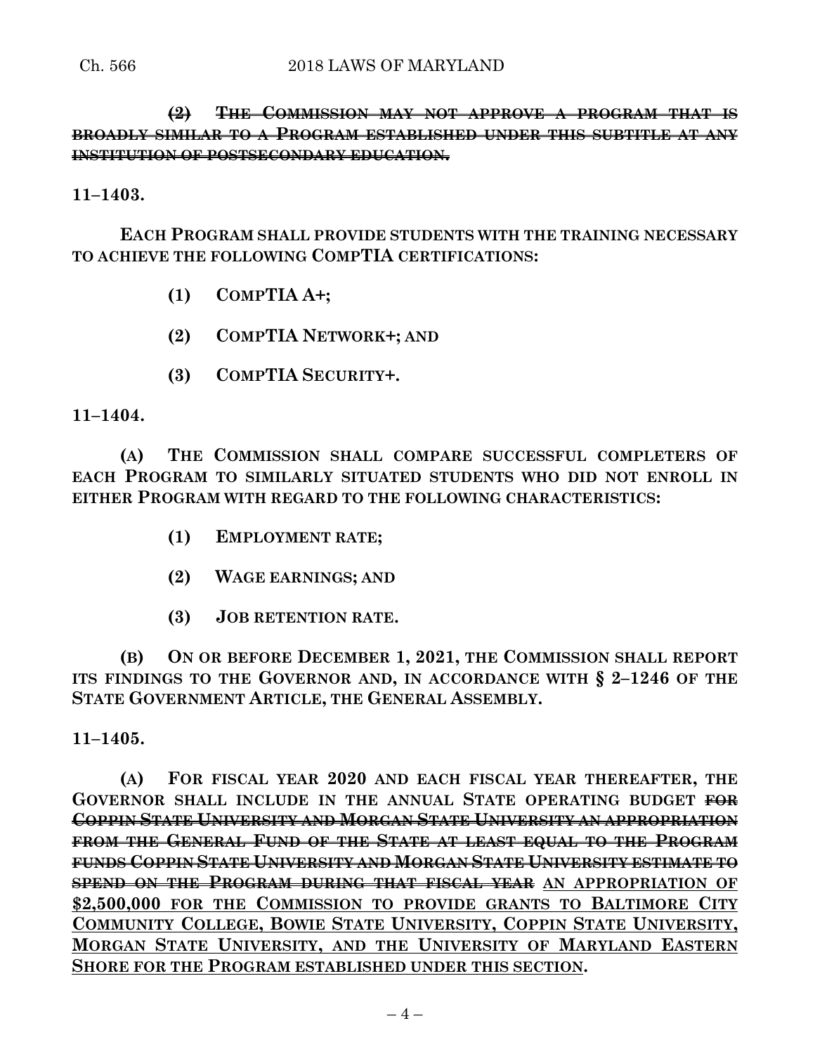**~~(2) THE COMMISSION MAY NOT APPROVE A PROGRAM THAT IS BROADLY SIMILAR TO A PROGRAM ESTABLISHED UNDER THIS SUBTITLE AT ANY INSTITUTION OF POSTSECONDARY EDUCATION.~~**

**11–1403.**

**EACH PROGRAM SHALL PROVIDE STUDENTS WITH THE TRAINING NECESSARY TO ACHIEVE THE FOLLOWING COMPTIA CERTIFICATIONS:**

**(1) COMPTIA A+;**

**(2) COMPTIA NETWORK+; AND**

**(3) COMPTIA SECURITY+.**

**11–1404.**

**(A) THE COMMISSION SHALL COMPARE SUCCESSFUL COMPLETERS OF EACH PROGRAM TO SIMILARLY SITUATED STUDENTS WHO DID NOT ENROLL IN EITHER PROGRAM WITH REGARD TO THE FOLLOWING CHARACTERISTICS:**

**(1) EMPLOYMENT RATE;**

**(2) WAGE EARNINGS; AND**

**(3) JOB RETENTION RATE.**

**(B) ON OR BEFORE DECEMBER 1, 2021, THE COMMISSION SHALL REPORT ITS FINDINGS TO THE GOVERNOR AND, IN ACCORDANCE WITH § 2–1246 OF THE STATE GOVERNMENT ARTICLE, THE GENERAL ASSEMBLY.**

**11–1405.**

**(A) FOR FISCAL YEAR 2020 AND EACH FISCAL YEAR THEREAFTER, THE GOVERNOR SHALL INCLUDE IN THE ANNUAL STATE OPERATING BUDGET ~~FOR COPPIN STATE UNIVERSITY AND MORGAN STATE UNIVERSITY AN APPROPRIATION FROM THE GENERAL FUND OF THE STATE AT LEAST EQUAL TO THE PROGRAM FUNDS COPPIN STATE UNIVERSITY AND MORGAN STATE UNIVERSITY ESTIMATE TO SPEND ON THE PROGRAM DURING THAT FISCAL YEAR~~ <u>AN APPROPRIATION OF \$2,500,000 FOR THE COMMISSION TO PROVIDE GRANTS TO BALTIMORE CITY COMMUNITY COLLEGE, BOWIE STATE UNIVERSITY, COPPIN STATE UNIVERSITY, MORGAN STATE UNIVERSITY, AND THE UNIVERSITY OF MARYLAND EASTERN SHORE FOR THE PROGRAM ESTABLISHED UNDER THIS SECTION</u>.**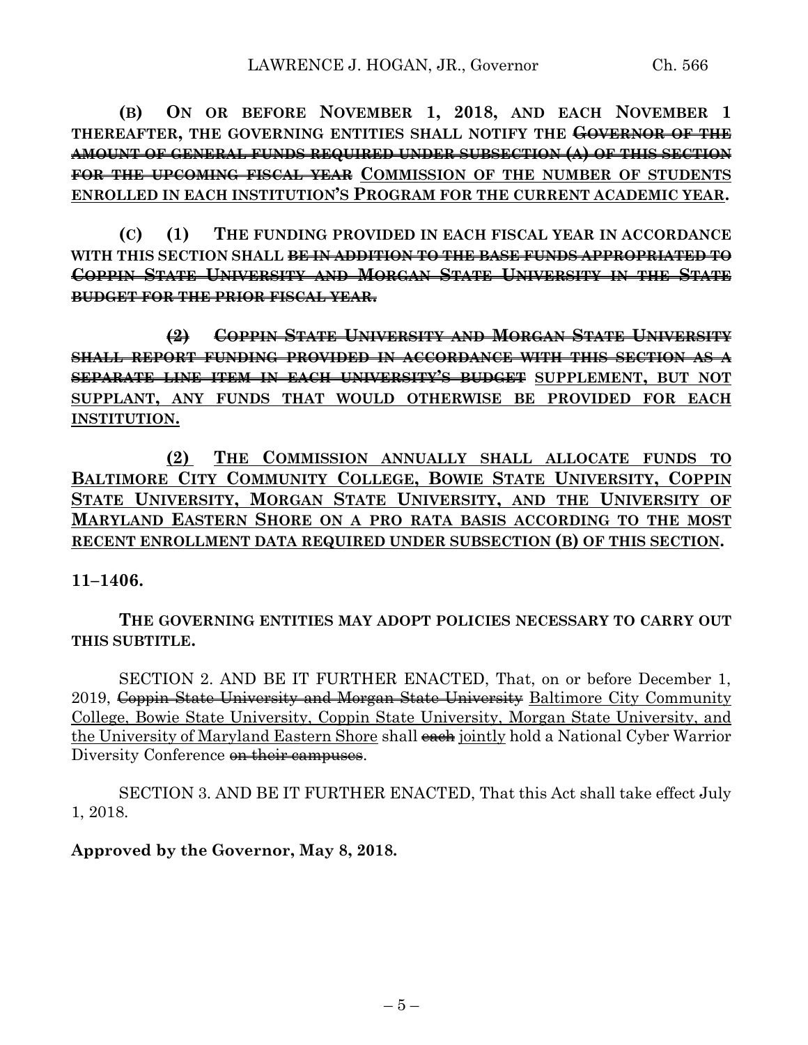**(B) ON OR BEFORE NOVEMBER 1, 2018, AND EACH NOVEMBER 1 THEREAFTER, THE GOVERNING ENTITIES SHALL NOTIFY THE ~~GOVERNOR OF THE AMOUNT OF GENERAL FUNDS REQUIRED UNDER SUBSECTION (A) OF THIS SECTION FOR THE UPCOMING FISCAL YEAR~~ COMMISSION OF THE NUMBER OF STUDENTS ENROLLED IN EACH INSTITUTION'S PROGRAM FOR THE CURRENT ACADEMIC YEAR.**

**(C) (1) THE FUNDING PROVIDED IN EACH FISCAL YEAR IN ACCORDANCE WITH THIS SECTION SHALL ~~BE IN ADDITION TO THE BASE FUNDS APPROPRIATED TO COPPIN STATE UNIVERSITY AND MORGAN STATE UNIVERSITY IN THE STATE BUDGET FOR THE PRIOR FISCAL YEAR.~~**

**~~(2) COPPIN STATE UNIVERSITY AND MORGAN STATE UNIVERSITY SHALL REPORT FUNDING PROVIDED IN ACCORDANCE WITH THIS SECTION AS A SEPARATE LINE ITEM IN EACH UNIVERSITY'S BUDGET~~ SUPPLEMENT, BUT NOT SUPPLANT, ANY FUNDS THAT WOULD OTHERWISE BE PROVIDED FOR EACH INSTITUTION.**

**(2) THE COMMISSION ANNUALLY SHALL ALLOCATE FUNDS TO BALTIMORE CITY COMMUNITY COLLEGE, BOWIE STATE UNIVERSITY, COPPIN STATE UNIVERSITY, MORGAN STATE UNIVERSITY, AND THE UNIVERSITY OF MARYLAND EASTERN SHORE ON A PRO RATA BASIS ACCORDING TO THE MOST RECENT ENROLLMENT DATA REQUIRED UNDER SUBSECTION (B) OF THIS SECTION.**

**11–1406.**

**THE GOVERNING ENTITIES MAY ADOPT POLICIES NECESSARY TO CARRY OUT THIS SUBTITLE.**

SECTION 2. AND BE IT FURTHER ENACTED, That, on or before December 1, 2019, ~~Coppin State University and Morgan State University~~ Baltimore City Community College, Bowie State University, Coppin State University, Morgan State University, and the University of Maryland Eastern Shore shall ~~each~~ jointly hold a National Cyber Warrior Diversity Conference ~~on their campuses~~.

SECTION 3. AND BE IT FURTHER ENACTED, That this Act shall take effect July 1, 2018.

**Approved by the Governor, May 8, 2018.**